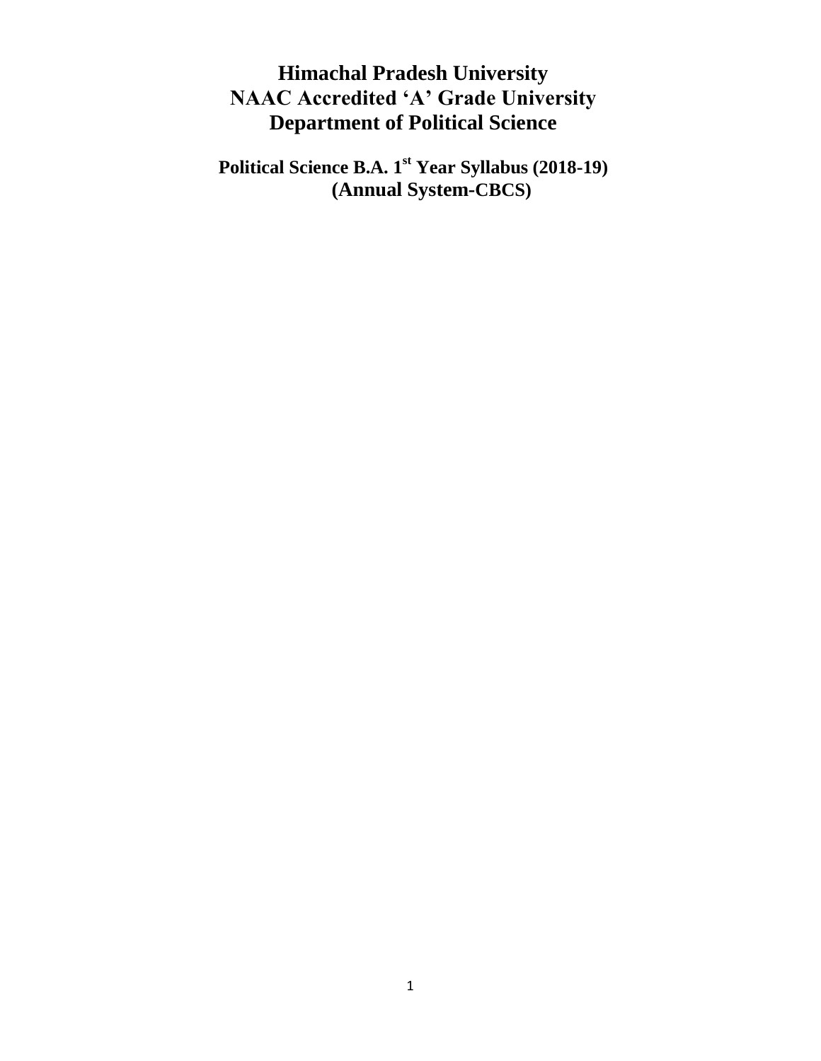# Himachal Pradesh University
# NAAC Accredited 'A' Grade University
# Department of Political Science

## Political Science B.A. 1st Year Syllabus (2018-19)
## (Annual System-CBCS)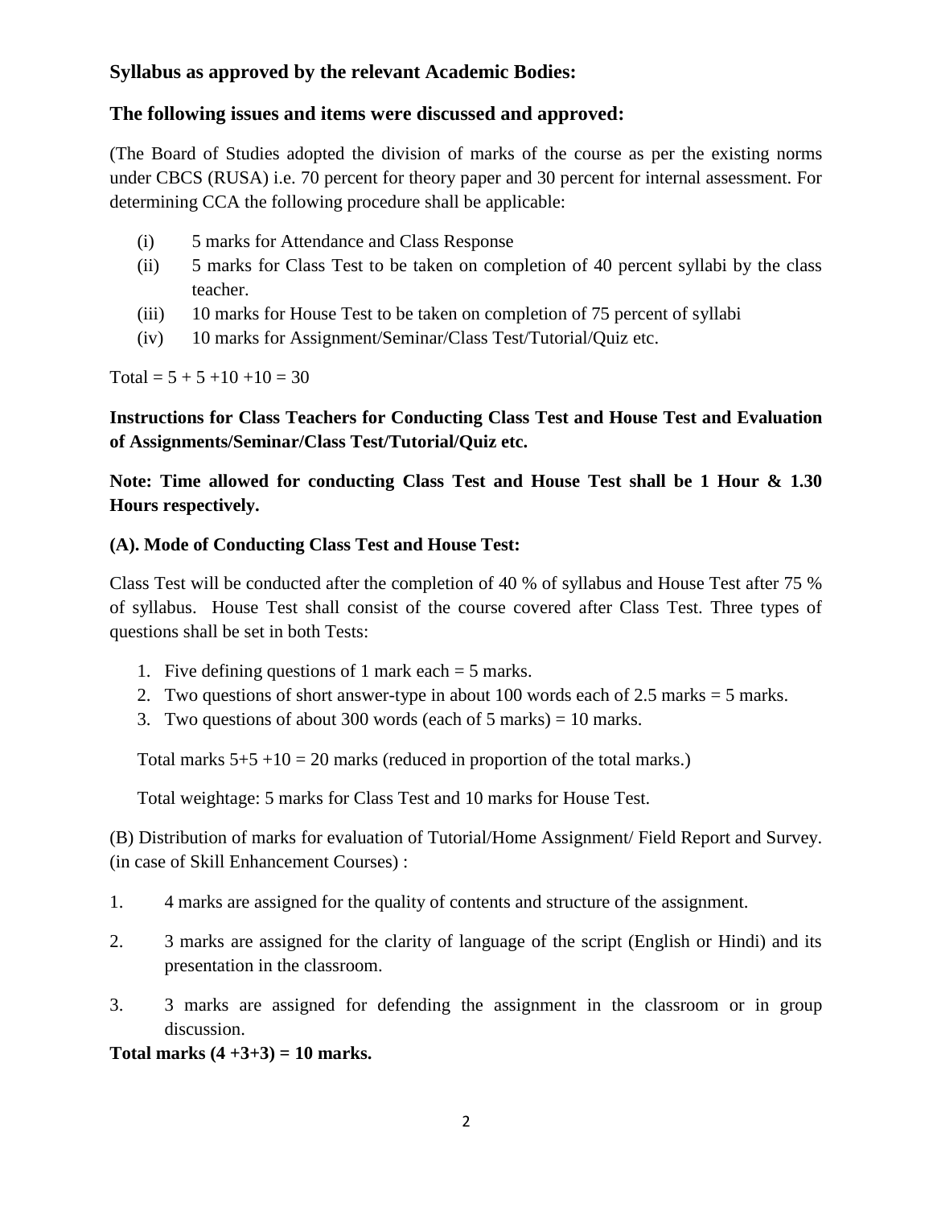**Syllabus as approved by the relevant Academic Bodies:**

**The following issues and items were discussed and approved:**

(The Board of Studies adopted the division of marks of the course as per the existing norms under CBCS (RUSA) i.e. 70 percent for theory paper and 30 percent for internal assessment. For determining CCA the following procedure shall be applicable:

(i) 5 marks for Attendance and Class Response
(ii) 5 marks for Class Test to be taken on completion of 40 percent syllabi by the class teacher.
(iii) 10 marks for House Test to be taken on completion of 75 percent of syllabi
(iv) 10 marks for Assignment/Seminar/Class Test/Tutorial/Quiz etc.

Total = 5 + 5 +10 +10 = 30

**Instructions for Class Teachers for Conducting Class Test and House Test and Evaluation of Assignments/Seminar/Class Test/Tutorial/Quiz etc.**

**Note: Time allowed for conducting Class Test and House Test shall be 1 Hour & 1.30 Hours respectively.**

**(A). Mode of Conducting Class Test and House Test:**

Class Test will be conducted after the completion of 40 % of syllabus and House Test after 75 % of syllabus. House Test shall consist of the course covered after Class Test. Three types of questions shall be set in both Tests:

1. Five defining questions of 1 mark each = 5 marks.
2. Two questions of short answer-type in about 100 words each of 2.5 marks = 5 marks.
3. Two questions of about 300 words (each of 5 marks) = 10 marks.

Total marks 5+5 +10 = 20 marks (reduced in proportion of the total marks.)

Total weightage: 5 marks for Class Test and 10 marks for House Test.

(B) Distribution of marks for evaluation of Tutorial/Home Assignment/ Field Report and Survey. (in case of Skill Enhancement Courses) :

1. 4 marks are assigned for the quality of contents and structure of the assignment.
2. 3 marks are assigned for the clarity of language of the script (English or Hindi) and its presentation in the classroom.
3. 3 marks are assigned for defending the assignment in the classroom or in group discussion.

**Total marks (4 +3+3) = 10 marks.**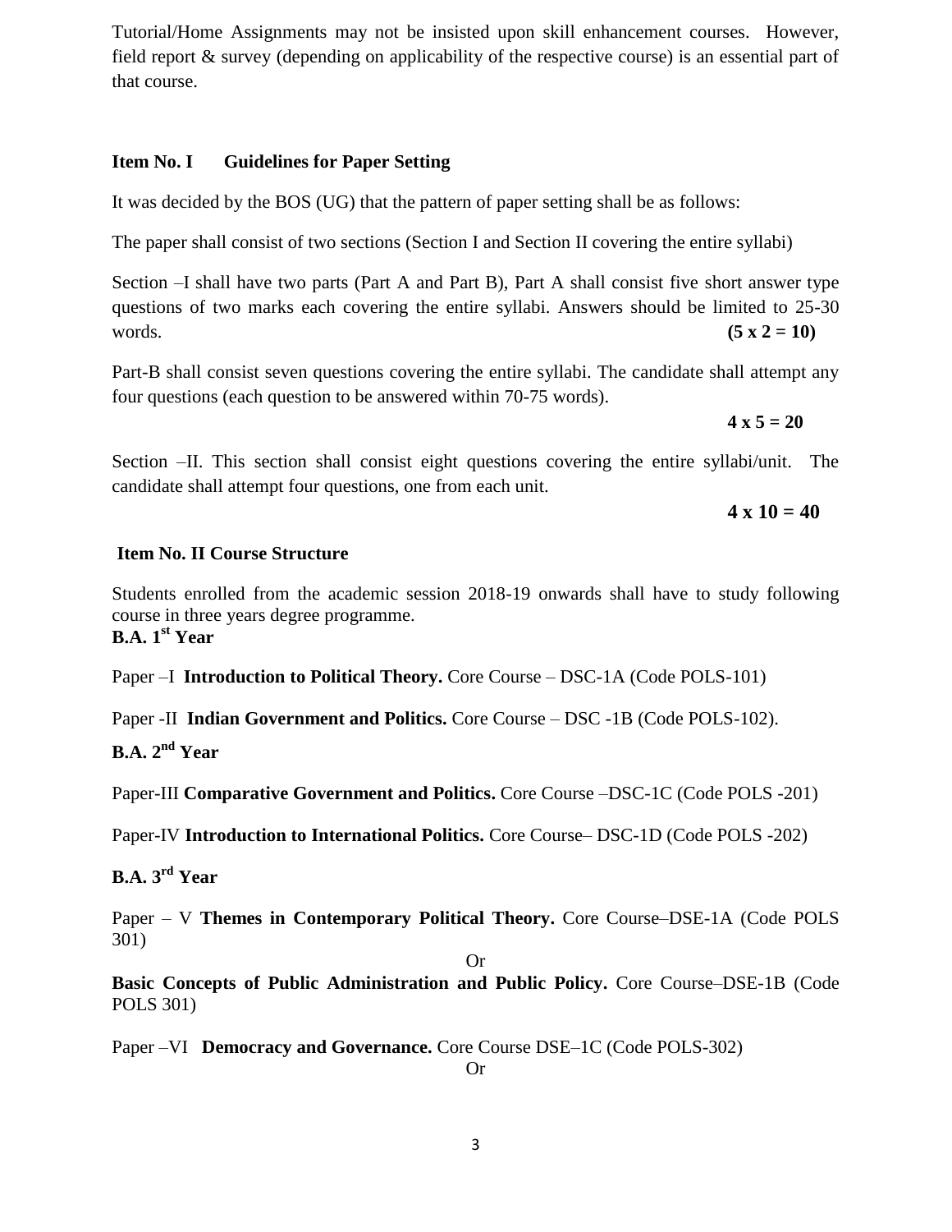Tutorial/Home Assignments may not be insisted upon skill enhancement courses. However, field report & survey (depending on applicability of the respective course) is an essential part of that course.

**Item No. I Guidelines for Paper Setting**

It was decided by the BOS (UG) that the pattern of paper setting shall be as follows:

The paper shall consist of two sections (Section I and Section II covering the entire syllabi)

Section –I shall have two parts (Part A and Part B), Part A shall consist five short answer type questions of two marks each covering the entire syllabi. Answers should be limited to 25-30 words. **(5 x 2 = 10)**

Part-B shall consist seven questions covering the entire syllabi. The candidate shall attempt any four questions (each question to be answered within 70-75 words).

**4 x 5 = 20**

Section –II. This section shall consist eight questions covering the entire syllabi/unit. The candidate shall attempt four questions, one from each unit.

**4 x 10 = 40**

**Item No. II Course Structure**

Students enrolled from the academic session 2018-19 onwards shall have to study following course in three years degree programme.

**B.A. 1st Year**

Paper –I **Introduction to Political Theory.** Core Course – DSC-1A (Code POLS-101)

Paper -II **Indian Government and Politics.** Core Course – DSC -1B (Code POLS-102).

**B.A. 2nd Year**

Paper-III **Comparative Government and Politics.** Core Course –DSC-1C (Code POLS -201)

Paper-IV **Introduction to International Politics.** Core Course– DSC-1D (Code POLS -202)

**B.A. 3rd Year**

Paper – V **Themes in Contemporary Political Theory.** Core Course–DSE-1A (Code POLS 301)

Or

**Basic Concepts of Public Administration and Public Policy.** Core Course–DSE-1B (Code POLS 301)

Paper –VI **Democracy and Governance.** Core Course DSE–1C (Code POLS-302)

Or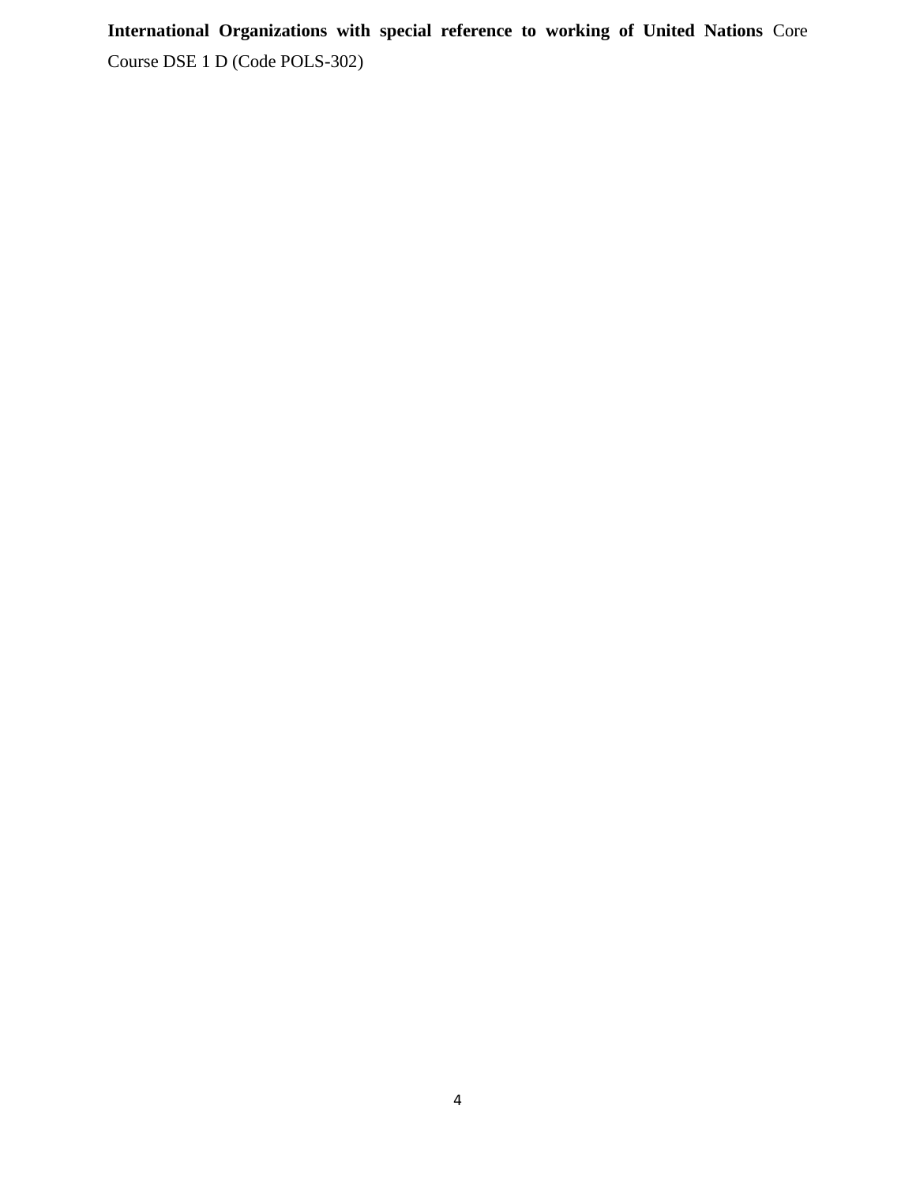**International Organizations with special reference to working of United Nations** Core Course DSE 1 D (Code POLS-302)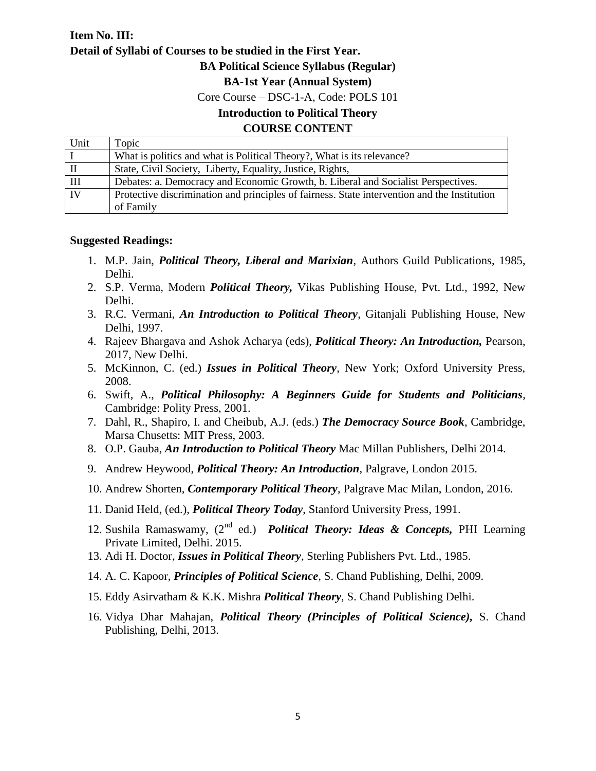**Item No. III:**

**Detail of Syllabi of Courses to be studied in the First Year.**

**BA Political Science Syllabus (Regular)**

**BA-1st Year (Annual System)**

Core Course – DSC-1-A, Code: POLS 101

**Introduction to Political Theory**

**COURSE CONTENT**

| Unit | Topic |
|---|---|
| I | What is politics and what is Political Theory?, What is its relevance? |
| II | State, Civil Society, Liberty, Equality, Justice, Rights, |
| III | Debates: a. Democracy and Economic Growth, b. Liberal and Socialist Perspectives. |
| IV | Protective discrimination and principles of fairness. State intervention and the Institution of Family |

**Suggested Readings:**

1. M.P. Jain, ***Political Theory, Liberal and Marixian***, Authors Guild Publications, 1985, Delhi.
2. S.P. Verma, Modern ***Political Theory,*** Vikas Publishing House, Pvt. Ltd., 1992, New Delhi.
3. R.C. Vermani, ***An Introduction to Political Theory***, Gitanjali Publishing House, New Delhi, 1997.
4. Rajeev Bhargava and Ashok Acharya (eds), ***Political Theory: An Introduction,*** Pearson, 2017, New Delhi.
5. McKinnon, C. (ed.) ***Issues in Political Theory***, New York; Oxford University Press, 2008.
6. Swift, A., ***Political Philosophy: A Beginners Guide for Students and Politicians***, Cambridge: Polity Press, 2001.
7. Dahl, R., Shapiro, I. and Cheibub, A.J. (eds.) ***The Democracy Source Book***, Cambridge, Marsa Chusetts: MIT Press, 2003.
8. O.P. Gauba, ***An Introduction to Political Theory*** Mac Millan Publishers, Delhi 2014.
9. Andrew Heywood, ***Political Theory: An Introduction***, Palgrave, London 2015.
10. Andrew Shorten, ***Contemporary Political Theory***, Palgrave Mac Milan, London, 2016.
11. Danid Held, (ed.), ***Political Theory Today***, Stanford University Press, 1991.
12. Sushila Ramaswamy, (2nd ed.) ***Political Theory: Ideas & Concepts,*** PHI Learning Private Limited, Delhi. 2015.
13. Adi H. Doctor, ***Issues in Political Theory***, Sterling Publishers Pvt. Ltd., 1985.
14. A. C. Kapoor, ***Principles of Political Science***, S. Chand Publishing, Delhi, 2009.
15. Eddy Asirvatham & K.K. Mishra ***Political Theory***, S. Chand Publishing Delhi.
16. Vidya Dhar Mahajan, ***Political Theory (Principles of Political Science),*** S. Chand Publishing, Delhi, 2013.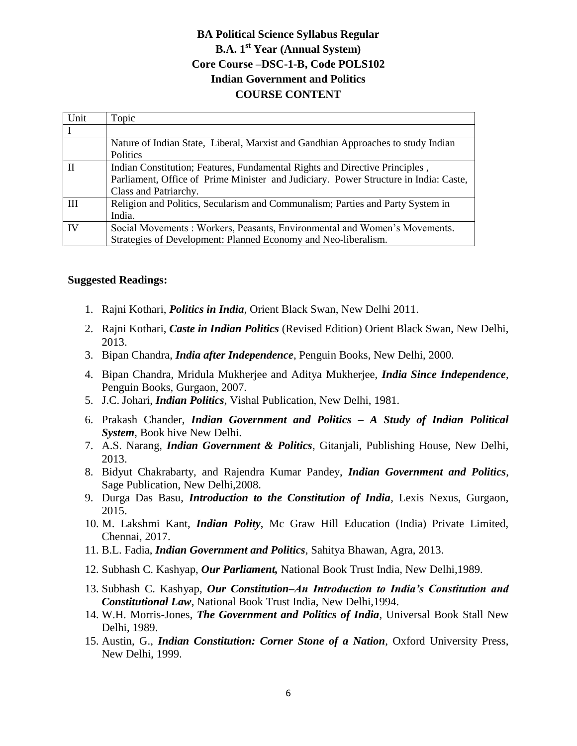# BA Political Science Syllabus Regular

## B.A. 1st Year (Annual System)

## Core Course –DSC-1-B, Code POLS102

## Indian Government and Politics

## COURSE CONTENT

| Unit | Topic |
| --- | --- |
| I | |
| | Nature of Indian State, Liberal, Marxist and Gandhian Approaches to study Indian Politics |
| II | Indian Constitution; Features, Fundamental Rights and Directive Principles , Parliament, Office of Prime Minister and Judiciary. Power Structure in India: Caste, Class and Patriarchy. |
| III | Religion and Politics, Secularism and Communalism; Parties and Party System in India. |
| IV | Social Movements : Workers, Peasants, Environmental and Women's Movements. Strategies of Development: Planned Economy and Neo-liberalism. |

**Suggested Readings:**

1. Rajni Kothari, ***Politics in India***, Orient Black Swan, New Delhi 2011.
2. Rajni Kothari, ***Caste in Indian Politics*** (Revised Edition) Orient Black Swan, New Delhi, 2013.
3. Bipan Chandra, ***India after Independence***, Penguin Books, New Delhi, 2000.
4. Bipan Chandra, Mridula Mukherjee and Aditya Mukherjee, ***India Since Independence***, Penguin Books, Gurgaon, 2007.
5. J.C. Johari, ***Indian Politics***, Vishal Publication, New Delhi, 1981.
6. Prakash Chander, ***Indian Government and Politics – A Study of Indian Political System***, Book hive New Delhi.
7. A.S. Narang, ***Indian Government & Politics***, Gitanjali, Publishing House, New Delhi, 2013.
8. Bidyut Chakrabarty, and Rajendra Kumar Pandey, ***Indian Government and Politics***, Sage Publication, New Delhi,2008.
9. Durga Das Basu, ***Introduction to the Constitution of India***, Lexis Nexus, Gurgaon, 2015.
10. M. Lakshmi Kant, ***Indian Polity***, Mc Graw Hill Education (India) Private Limited, Chennai, 2017.
11. B.L. Fadia, ***Indian Government and Politics***, Sahitya Bhawan, Agra, 2013.
12. Subhash C. Kashyap, ***Our Parliament,*** National Book Trust India, New Delhi,1989.
13. Subhash C. Kashyap, ***Our Constitution–An Introduction to India's Constitution and Constitutional Law***, National Book Trust India, New Delhi,1994.
14. W.H. Morris-Jones, ***The Government and Politics of India***, Universal Book Stall New Delhi, 1989.
15. Austin, G., ***Indian Constitution: Corner Stone of a Nation***, Oxford University Press, New Delhi, 1999.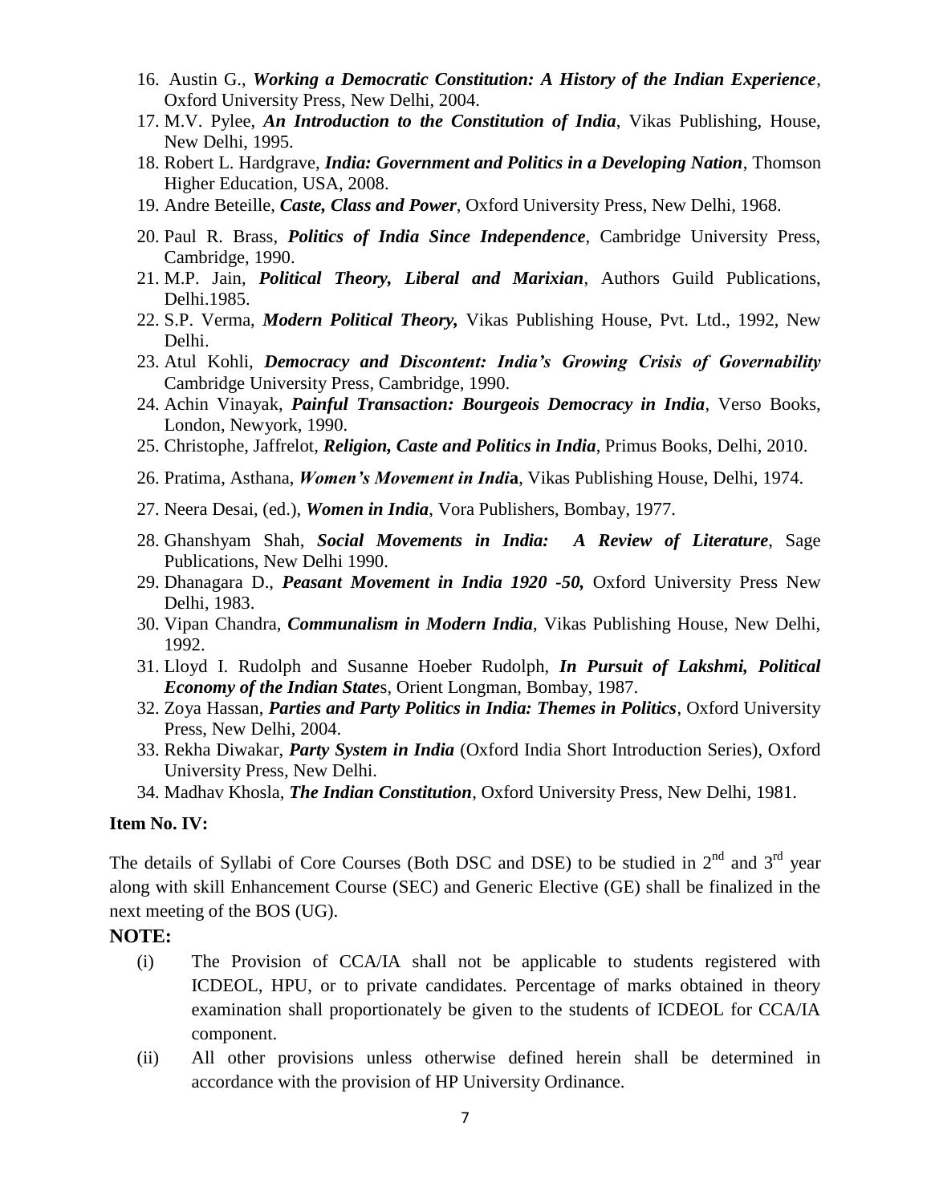16. Austin G., ***Working a Democratic Constitution: A History of the Indian Experience***, Oxford University Press, New Delhi, 2004.
17. M.V. Pylee, ***An Introduction to the Constitution of India***, Vikas Publishing, House, New Delhi, 1995.
18. Robert L. Hardgrave, ***India: Government and Politics in a Developing Nation***, Thomson Higher Education, USA, 2008.
19. Andre Beteille, ***Caste, Class and Power***, Oxford University Press, New Delhi, 1968.
20. Paul R. Brass, ***Politics of India Since Independence***, Cambridge University Press, Cambridge, 1990.
21. M.P. Jain, ***Political Theory, Liberal and Marixian***, Authors Guild Publications, Delhi.1985.
22. S.P. Verma, ***Modern Political Theory,*** Vikas Publishing House, Pvt. Ltd., 1992, New Delhi.
23. Atul Kohli, ***Democracy and Discontent: India's Growing Crisis of Governability*** Cambridge University Press, Cambridge, 1990.
24. Achin Vinayak, ***Painful Transaction: Bourgeois Democracy in India***, Verso Books, London, Newyork, 1990.
25. Christophe, Jaffrelot, ***Religion, Caste and Politics in India***, Primus Books, Delhi, 2010.
26. Pratima, Asthana, ***Women's Movement in India***, Vikas Publishing House, Delhi, 1974.
27. Neera Desai, (ed.), ***Women in India***, Vora Publishers, Bombay, 1977.
28. Ghanshyam Shah, ***Social Movements in India: A Review of Literature***, Sage Publications, New Delhi 1990.
29. Dhanagara D., ***Peasant Movement in India 1920 -50,*** Oxford University Press New Delhi, 1983.
30. Vipan Chandra, ***Communalism in Modern India***, Vikas Publishing House, New Delhi, 1992.
31. Lloyd I. Rudolph and Susanne Hoeber Rudolph, ***In Pursuit of Lakshmi, Political Economy of the Indian States***, Orient Longman, Bombay, 1987.
32. Zoya Hassan, ***Parties and Party Politics in India: Themes in Politics***, Oxford University Press, New Delhi, 2004.
33. Rekha Diwakar, ***Party System in India*** (Oxford India Short Introduction Series), Oxford University Press, New Delhi.
34. Madhav Khosla, ***The Indian Constitution***, Oxford University Press, New Delhi, 1981.

**Item No. IV:**

The details of Syllabi of Core Courses (Both DSC and DSE) to be studied in 2nd and 3rd year along with skill Enhancement Course (SEC) and Generic Elective (GE) shall be finalized in the next meeting of the BOS (UG).

**NOTE:**

(i) The Provision of CCA/IA shall not be applicable to students registered with ICDEOL, HPU, or to private candidates. Percentage of marks obtained in theory examination shall proportionately be given to the students of ICDEOL for CCA/IA component.

(ii) All other provisions unless otherwise defined herein shall be determined in accordance with the provision of HP University Ordinance.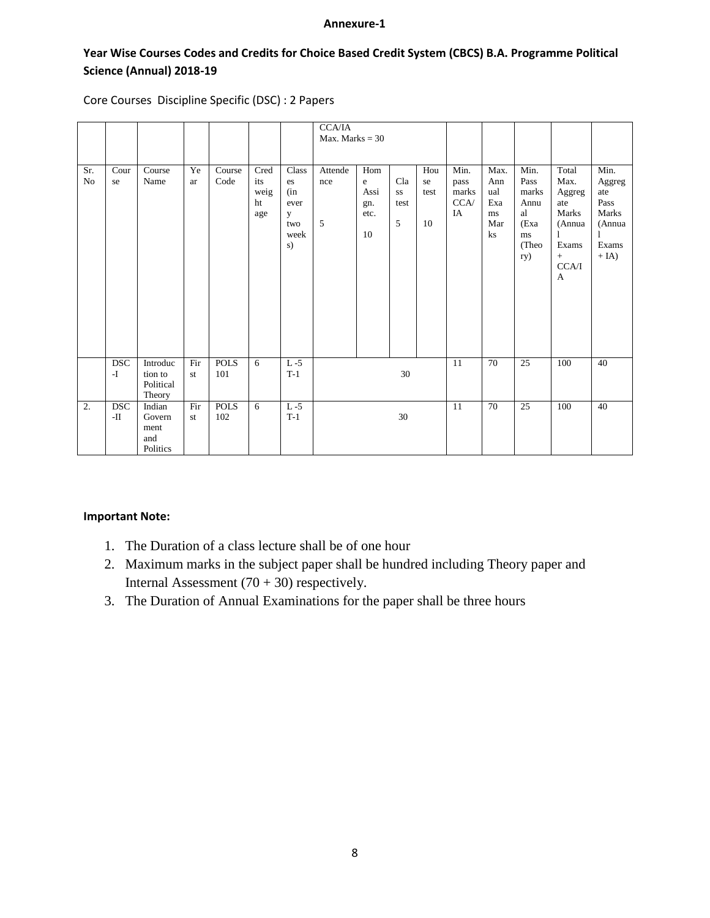**Annexure-1**

**Year Wise Courses Codes and Credits for Choice Based Credit System (CBCS) B.A. Programme Political Science (Annual) 2018-19**

Core Courses Discipline Specific (DSC) : 2 Papers

| | | | | | | | CCA/IA Max. Marks = 30 | | | | | | | | |
|---|---|---|---|---|---|---|---|---|---|---|---|---|---|---|---|
| Sr. No | Course | Course Name | Year | Course Code | Credits weightage | Classes (in every two weeks) | Attendence 5 | Home Assign. etc. 10 | Class test 5 | House test 10 | Min. pass marks CCA/IA | Max. Annual Exams Marks | Min. Pass marks Annual (Exams (Theory) | Total Max. Aggregate Marks (Annual Exams + CCA/IA | Min. Aggregate Pass Marks (Annual Exams + IA) |
| | DSC -I | Introduction to Political Theory | First | POLS 101 | 6 | L -5 T-1 | 30 | | | | 11 | 70 | 25 | 100 | 40 |
| 2. | DSC -II | Indian Government and Politics | First | POLS 102 | 6 | L -5 T-1 | 30 | | | | 11 | 70 | 25 | 100 | 40 |

**Important Note:**

1. The Duration of a class lecture shall be of one hour
2. Maximum marks in the subject paper shall be hundred including Theory paper and Internal Assessment (70 + 30) respectively.
3. The Duration of Annual Examinations for the paper shall be three hours